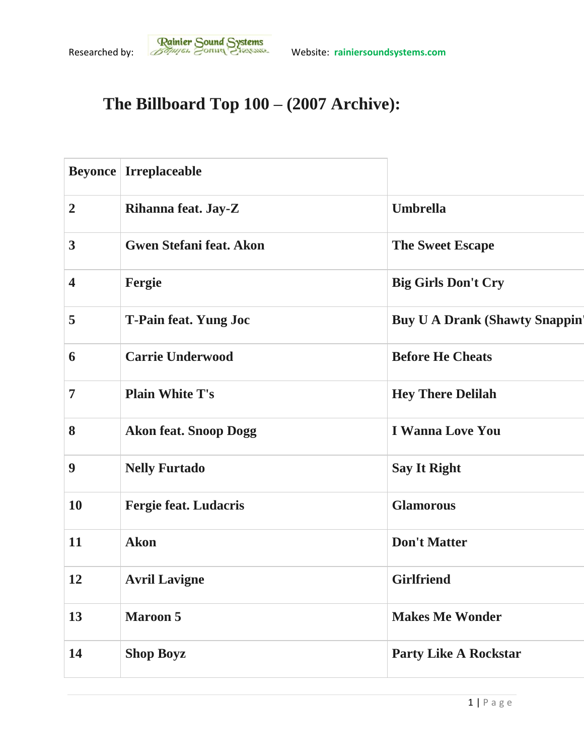Researched by: Rainier Sound Systems Website: rainiersoundsystems.com

# The Billboard Top 100 – (2007 Archive):

| Beyonce | Irreplaceable | |
|---|---|---|
| 2 | Rihanna feat. Jay-Z | Umbrella |
| 3 | Gwen Stefani feat. Akon | The Sweet Escape |
| 4 | Fergie | Big Girls Don't Cry |
| 5 | T-Pain feat. Yung Joc | Buy U A Drank (Shawty Snappin' |
| 6 | Carrie Underwood | Before He Cheats |
| 7 | Plain White T's | Hey There Delilah |
| 8 | Akon feat. Snoop Dogg | I Wanna Love You |
| 9 | Nelly Furtado | Say It Right |
| 10 | Fergie feat. Ludacris | Glamorous |
| 11 | Akon | Don't Matter |
| 12 | Avril Lavigne | Girlfriend |
| 13 | Maroon 5 | Makes Me Wonder |
| 14 | Shop Boyz | Party Like A Rockstar |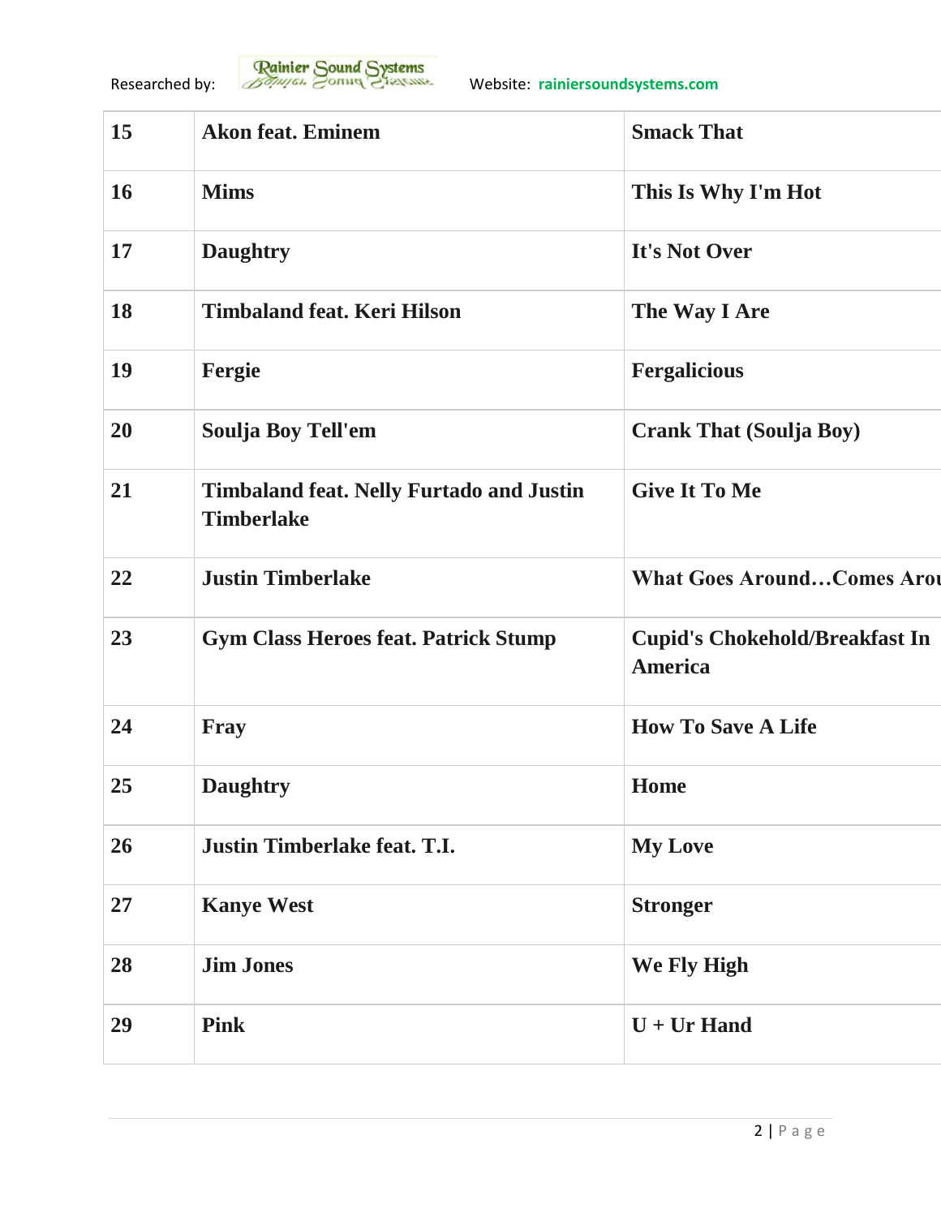| 15 | Akon feat. Eminem | Smack That |
|---|---|---|
| 16 | Mims | This Is Why I'm Hot |
| 17 | Daughtry | It's Not Over |
| 18 | Timbaland feat. Keri Hilson | The Way I Are |
| 19 | Fergie | Fergalicious |
| 20 | Soulja Boy Tell'em | Crank That (Soulja Boy) |
| 21 | Timbaland feat. Nelly Furtado and Justin Timberlake | Give It To Me |
| 22 | Justin Timberlake | What Goes Around…Comes Arou |
| 23 | Gym Class Heroes feat. Patrick Stump | Cupid's Chokehold/Breakfast In America |
| 24 | Fray | How To Save A Life |
| 25 | Daughtry | Home |
| 26 | Justin Timberlake feat. T.I. | My Love |
| 27 | Kanye West | Stronger |
| 28 | Jim Jones | We Fly High |
| 29 | Pink | U + Ur Hand |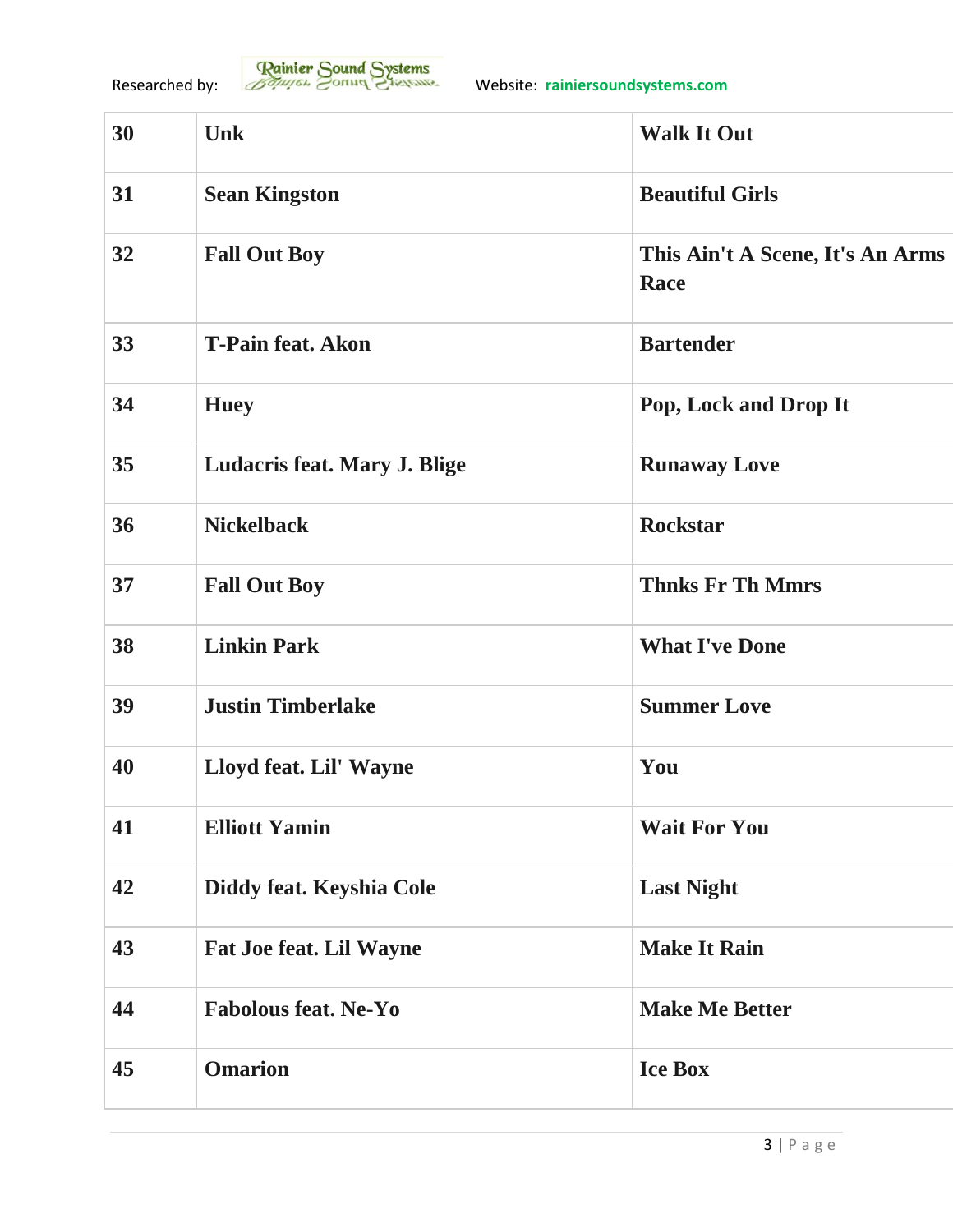| | | |
|---|---|---|
| **30** | **Unk** | **Walk It Out** |
| **31** | **Sean Kingston** | **Beautiful Girls** |
| **32** | **Fall Out Boy** | **This Ain't A Scene, It's An Arms Race** |
| **33** | **T-Pain feat. Akon** | **Bartender** |
| **34** | **Huey** | **Pop, Lock and Drop It** |
| **35** | **Ludacris feat. Mary J. Blige** | **Runaway Love** |
| **36** | **Nickelback** | **Rockstar** |
| **37** | **Fall Out Boy** | **Thnks Fr Th Mmrs** |
| **38** | **Linkin Park** | **What I've Done** |
| **39** | **Justin Timberlake** | **Summer Love** |
| **40** | **Lloyd feat. Lil' Wayne** | **You** |
| **41** | **Elliott Yamin** | **Wait For You** |
| **42** | **Diddy feat. Keyshia Cole** | **Last Night** |
| **43** | **Fat Joe feat. Lil Wayne** | **Make It Rain** |
| **44** | **Fabolous feat. Ne-Yo** | **Make Me Better** |
| **45** | **Omarion** | **Ice Box** |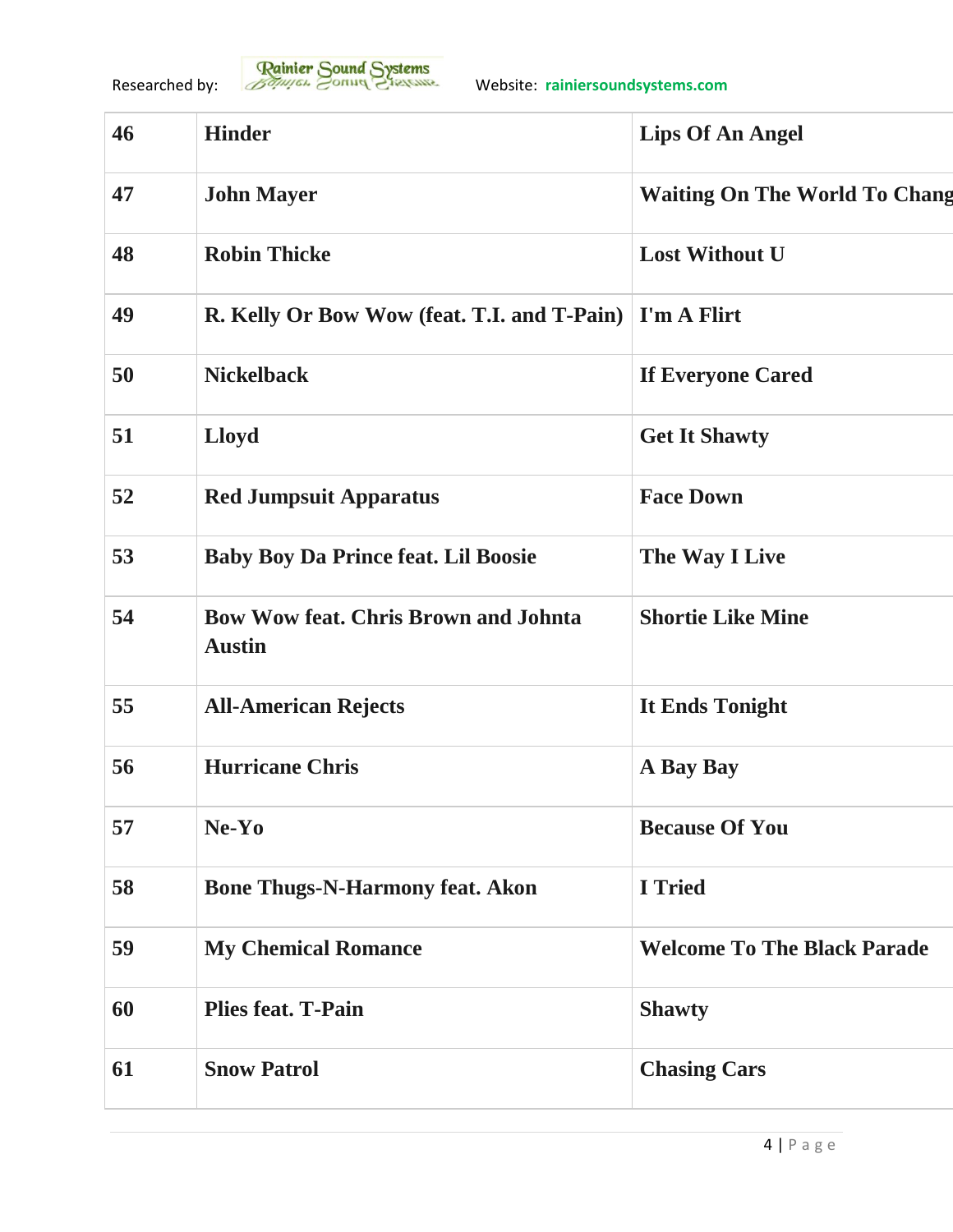| | | |
|---|---|---|
| **46** | **Hinder** | **Lips Of An Angel** |
| **47** | **John Mayer** | **Waiting On The World To Chang** |
| **48** | **Robin Thicke** | **Lost Without U** |
| **49** | **R. Kelly Or Bow Wow (feat. T.I. and T-Pain)** | **I'm A Flirt** |
| **50** | **Nickelback** | **If Everyone Cared** |
| **51** | **Lloyd** | **Get It Shawty** |
| **52** | **Red Jumpsuit Apparatus** | **Face Down** |
| **53** | **Baby Boy Da Prince feat. Lil Boosie** | **The Way I Live** |
| **54** | **Bow Wow feat. Chris Brown and Johnta Austin** | **Shortie Like Mine** |
| **55** | **All-American Rejects** | **It Ends Tonight** |
| **56** | **Hurricane Chris** | **A Bay Bay** |
| **57** | **Ne-Yo** | **Because Of You** |
| **58** | **Bone Thugs-N-Harmony feat. Akon** | **I Tried** |
| **59** | **My Chemical Romance** | **Welcome To The Black Parade** |
| **60** | **Plies feat. T-Pain** | **Shawty** |
| **61** | **Snow Patrol** | **Chasing Cars** |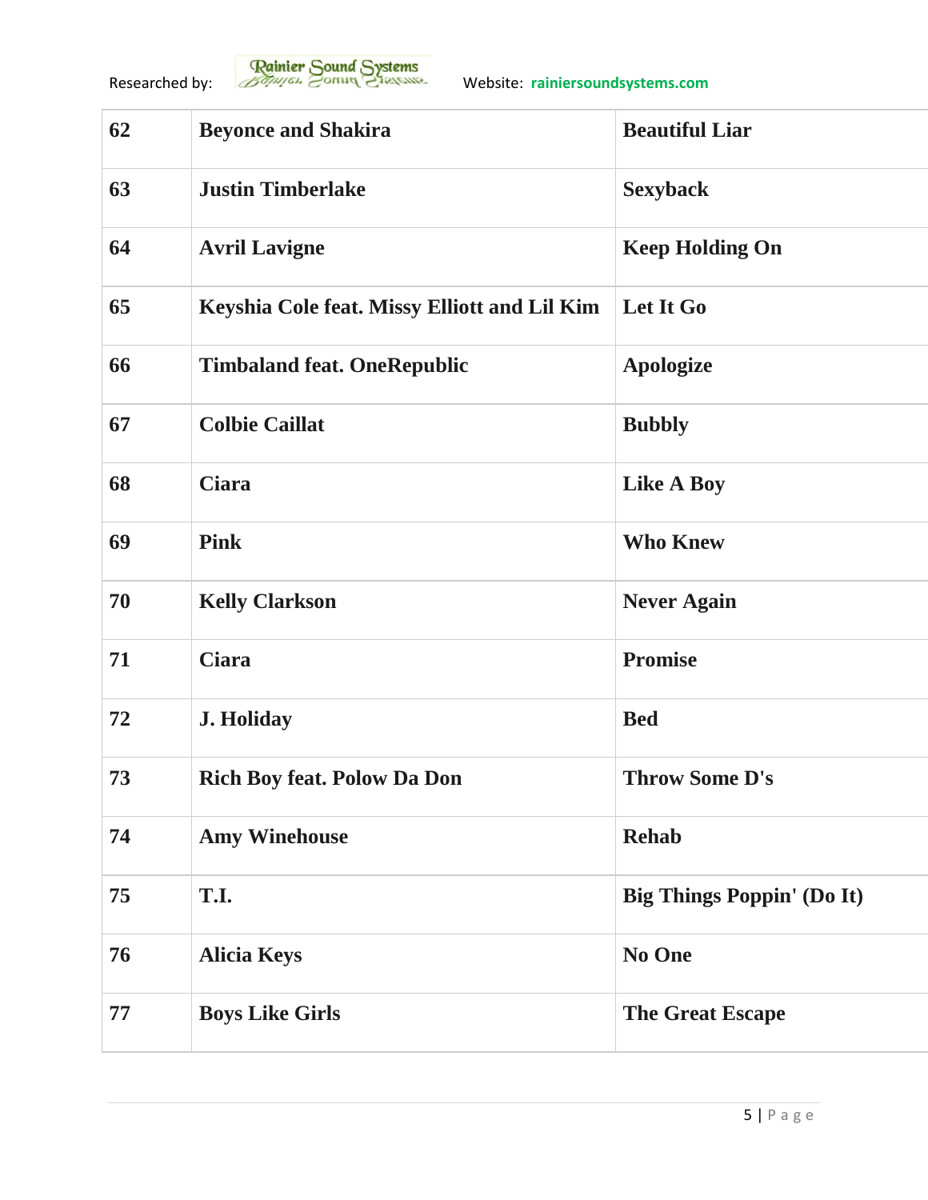| | | |
|---|---|---|
| **62** | **Beyonce and Shakira** | **Beautiful Liar** |
| **63** | **Justin Timberlake** | **Sexyback** |
| **64** | **Avril Lavigne** | **Keep Holding On** |
| **65** | **Keyshia Cole feat. Missy Elliott and Lil Kim** | **Let It Go** |
| **66** | **Timbaland feat. OneRepublic** | **Apologize** |
| **67** | **Colbie Caillat** | **Bubbly** |
| **68** | **Ciara** | **Like A Boy** |
| **69** | **Pink** | **Who Knew** |
| **70** | **Kelly Clarkson** | **Never Again** |
| **71** | **Ciara** | **Promise** |
| **72** | **J. Holiday** | **Bed** |
| **73** | **Rich Boy feat. Polow Da Don** | **Throw Some D's** |
| **74** | **Amy Winehouse** | **Rehab** |
| **75** | **T.I.** | **Big Things Poppin' (Do It)** |
| **76** | **Alicia Keys** | **No One** |
| **77** | **Boys Like Girls** | **The Great Escape** |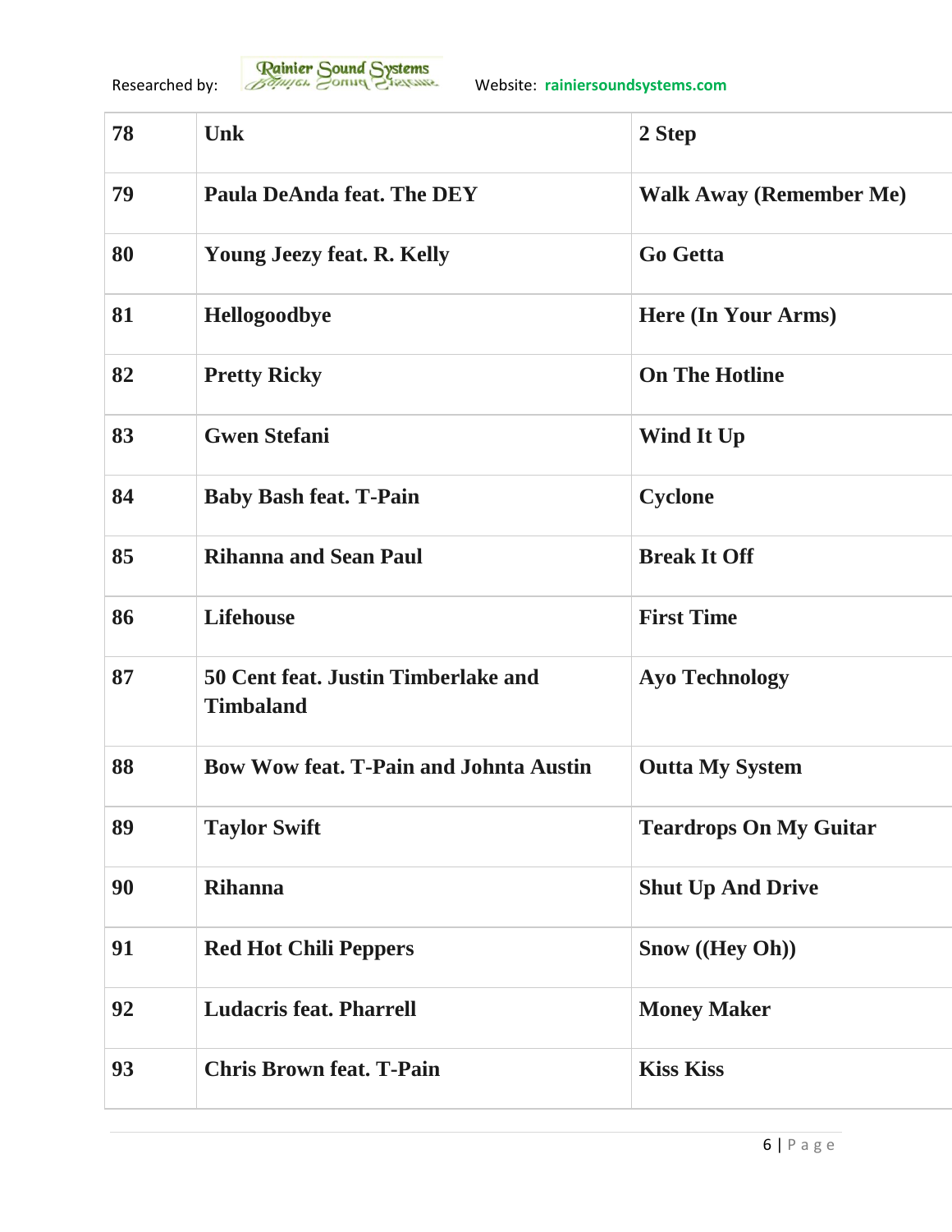| | | |
|---|---|---|
| **78** | **Unk** | **2 Step** |
| **79** | **Paula DeAnda feat. The DEY** | **Walk Away (Remember Me)** |
| **80** | **Young Jeezy feat. R. Kelly** | **Go Getta** |
| **81** | **Hellogoodbye** | **Here (In Your Arms)** |
| **82** | **Pretty Ricky** | **On The Hotline** |
| **83** | **Gwen Stefani** | **Wind It Up** |
| **84** | **Baby Bash feat. T-Pain** | **Cyclone** |
| **85** | **Rihanna and Sean Paul** | **Break It Off** |
| **86** | **Lifehouse** | **First Time** |
| **87** | **50 Cent feat. Justin Timberlake and Timbaland** | **Ayo Technology** |
| **88** | **Bow Wow feat. T-Pain and Johnta Austin** | **Outta My System** |
| **89** | **Taylor Swift** | **Teardrops On My Guitar** |
| **90** | **Rihanna** | **Shut Up And Drive** |
| **91** | **Red Hot Chili Peppers** | **Snow ((Hey Oh))** |
| **92** | **Ludacris feat. Pharrell** | **Money Maker** |
| **93** | **Chris Brown feat. T-Pain** | **Kiss Kiss** |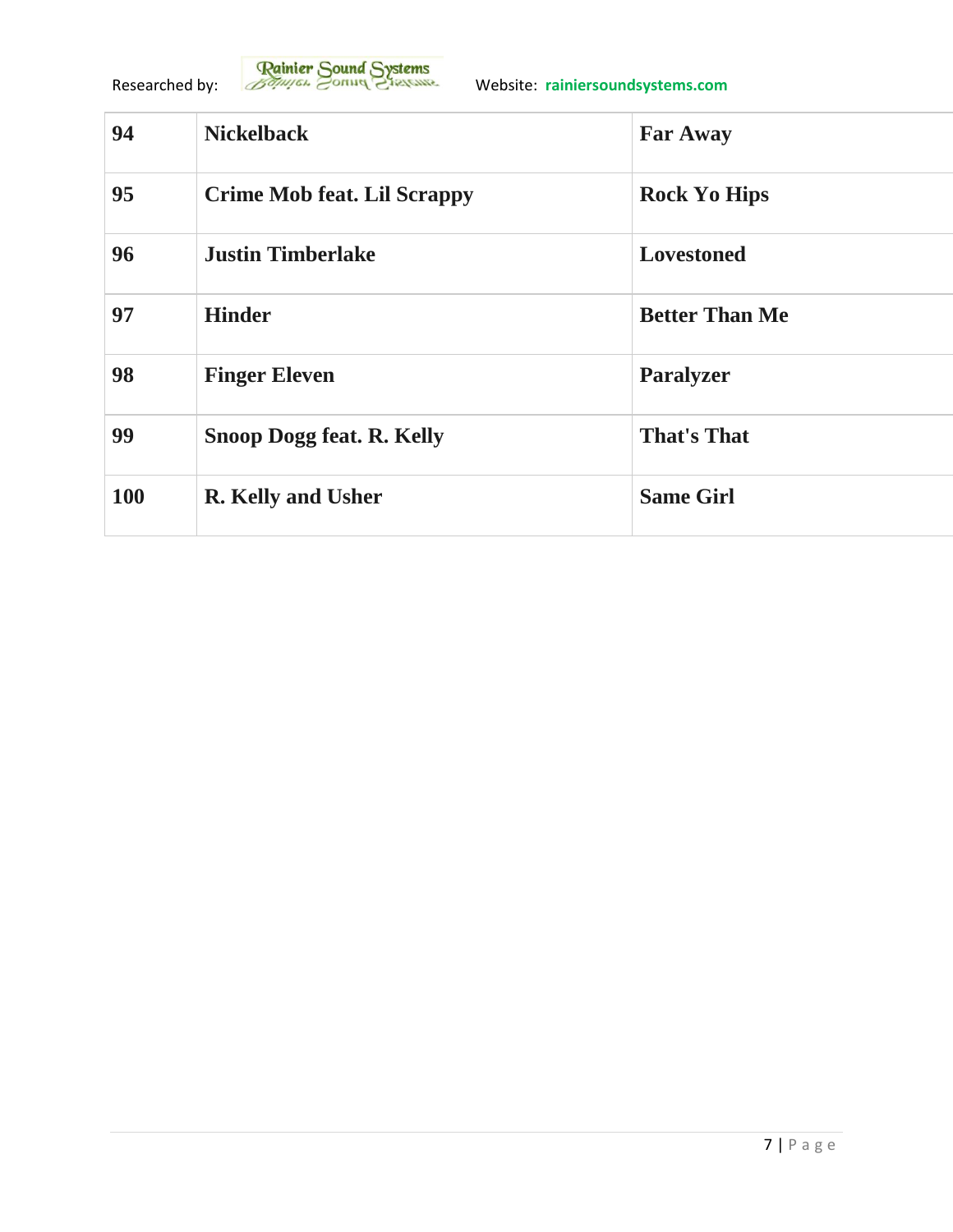| | | |
|---|---|---|
| **94** | **Nickelback** | **Far Away** |
| **95** | **Crime Mob feat. Lil Scrappy** | **Rock Yo Hips** |
| **96** | **Justin Timberlake** | **Lovestoned** |
| **97** | **Hinder** | **Better Than Me** |
| **98** | **Finger Eleven** | **Paralyzer** |
| **99** | **Snoop Dogg feat. R. Kelly** | **That's That** |
| **100** | **R. Kelly and Usher** | **Same Girl** |